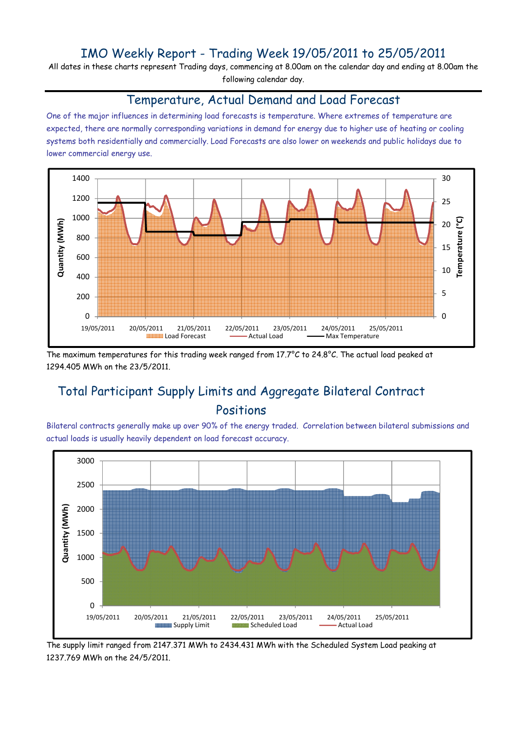# IMO Weekly Report - Trading Week 19/05/2011 to 25/05/2011

All dates in these charts represent Trading days, commencing at 8.00am on the calendar day and ending at 8.00am the following calendar day.

## Temperature, Actual Demand and Load Forecast

One of the major influences in determining load forecasts is temperature. Where extremes of temperature are expected, there are normally corresponding variations in demand for energy due to higher use of heating or cooling systems both residentially and commercially. Load Forecasts are also lower on weekends and public holidays due to lower commercial energy use.

The maximum temperatures for this trading week ranged from 17.7°C to 24.8°C. The actual load peaked at 1294.405 MWh on the 23/5/2011.

## Total Participant Supply Limits and Aggregate Bilateral Contract Positions

Bilateral contracts generally make up over 90% of the energy traded. Correlation between bilateral submissions and actual loads is usually heavily dependent on load forecast accuracy.

The supply limit ranged from 2147.371 MWh to 2434.431 MWh with the Scheduled System Load peaking at 1237.769 MWh on the 24/5/2011.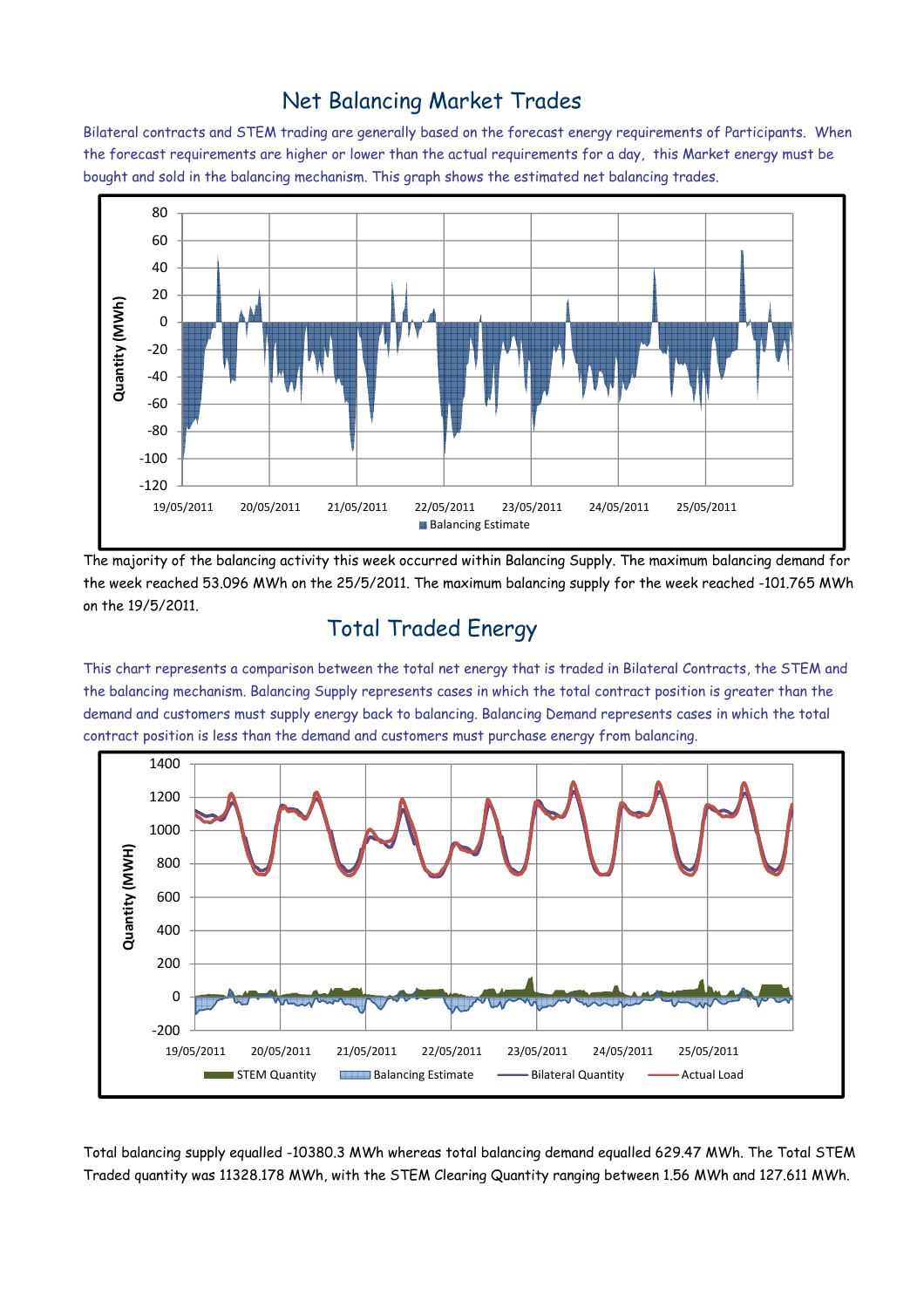## Net Balancing Market Trades

Bilateral contracts and STEM trading are generally based on the forecast energy requirements of Participants. When the forecast requirements are higher or lower than the actual requirements for a day, this Market energy must be bought and sold in the balancing mechanism. This graph shows the estimated net balancing trades.

The majority of the balancing activity this week occurred within Balancing Supply. The maximum balancing demand for the week reached 53.096 MWh on the 25/5/2011. The maximum balancing supply for the week reached -101.765 MWh on the 19/5/2011.

## Total Traded Energy

This chart represents a comparison between the total net energy that is traded in Bilateral Contracts, the STEM and the balancing mechanism. Balancing Supply represents cases in which the total contract position is greater than the demand and customers must supply energy back to balancing. Balancing Demand represents cases in which the total contract position is less than the demand and customers must purchase energy from balancing.

Total balancing supply equalled -10380.3 MWh whereas total balancing demand equalled 629.47 MWh. The Total STEM Traded quantity was 11328.178 MWh, with the STEM Clearing Quantity ranging between 1.56 MWh and 127.611 MWh.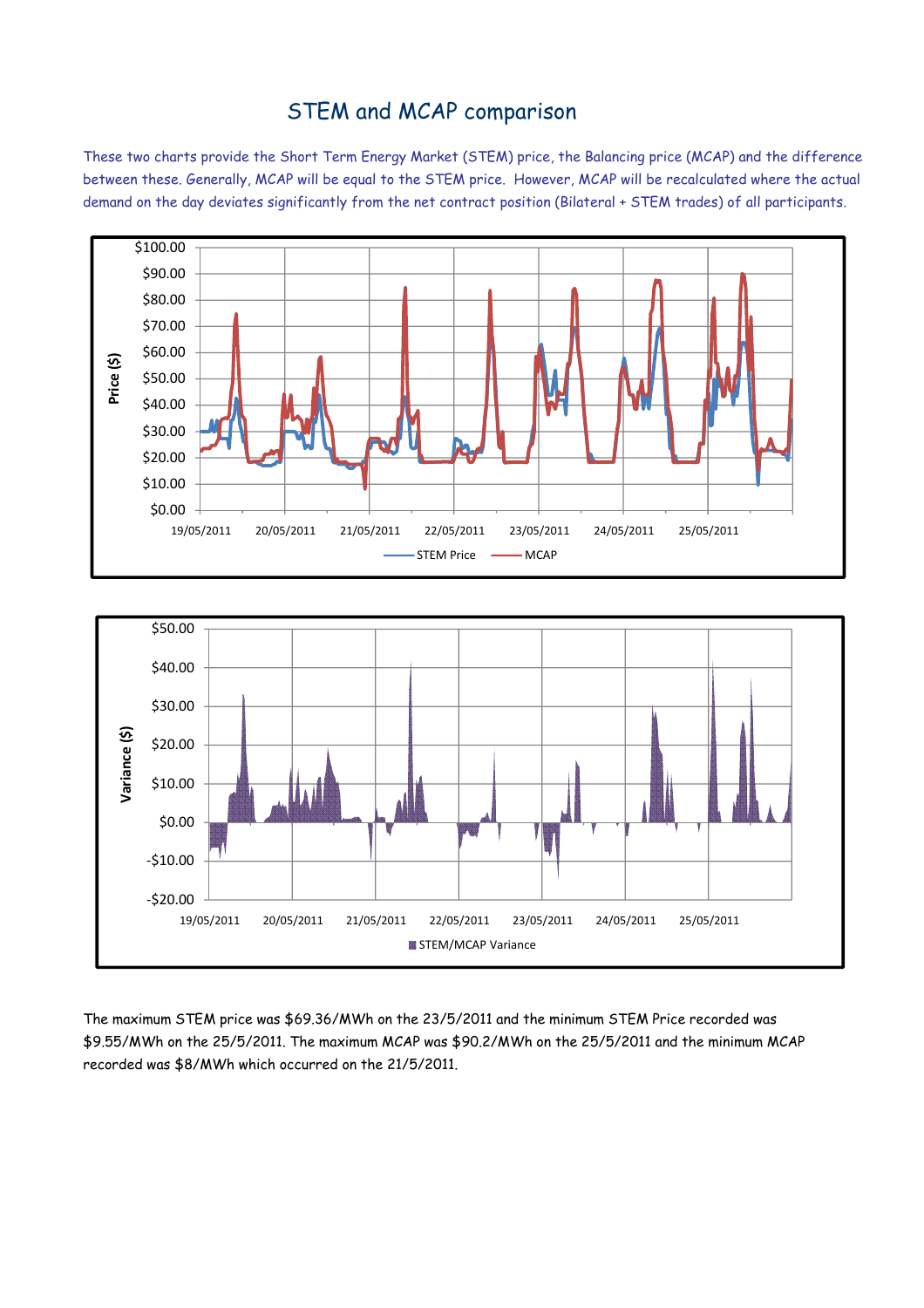# STEM and MCAP comparison

*These two charts provide the Short Term Energy Market (STEM) price, the Balancing price (MCAP) and the difference between these. Generally, MCAP will be equal to the STEM price. However, MCAP will be recalculated where the actual demand on the day deviates significantly from the net contract position (Bilateral + STEM trades) of all participants.*

$100.00
$90.00
$80.00
$70.00
$60.00
$50.00
$40.00
$30.00
$20.00
$10.00
$0.00

Price ($)

19/05/2011 20/05/2011 21/05/2011 22/05/2011 23/05/2011 24/05/2011 25/05/2011

STEM Price MCAP

$50.00
$40.00
$30.00
$20.00
$10.00
$0.00
-$10.00
-$20.00

Variance ($)

19/05/2011 20/05/2011 21/05/2011 22/05/2011 23/05/2011 24/05/2011 25/05/2011

STEM/MCAP Variance

The maximum STEM price was $69.36/MWh on the 23/5/2011 and the minimum STEM Price recorded was $9.55/MWh on the 25/5/2011. The maximum MCAP was $90.2/MWh on the 25/5/2011 and the minimum MCAP recorded was $8/MWh which occurred on the 21/5/2011.